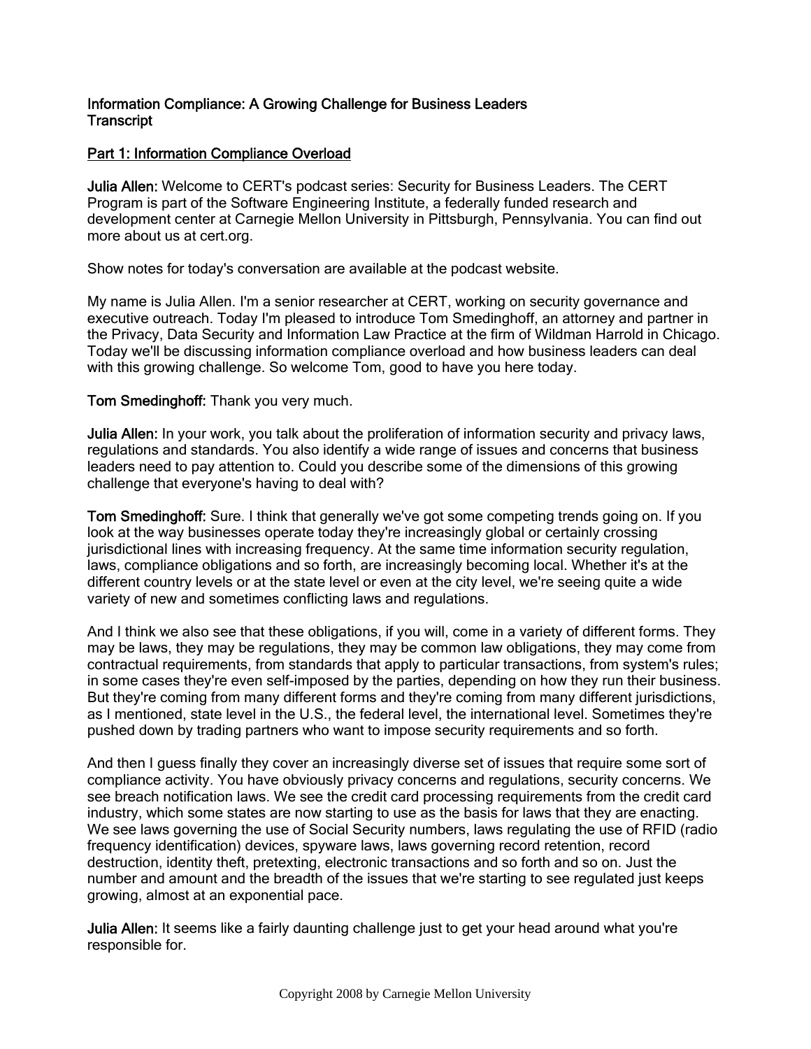# Information Compliance: A Growing Challenge for Business Leaders
Transcript

## Part 1: Information Compliance Overload

**Julia Allen:** Welcome to CERT's podcast series: Security for Business Leaders. The CERT Program is part of the Software Engineering Institute, a federally funded research and development center at Carnegie Mellon University in Pittsburgh, Pennsylvania. You can find out more about us at cert.org.

Show notes for today's conversation are available at the podcast website.

My name is Julia Allen. I'm a senior researcher at CERT, working on security governance and executive outreach. Today I'm pleased to introduce Tom Smedinghoff, an attorney and partner in the Privacy, Data Security and Information Law Practice at the firm of Wildman Harrold in Chicago. Today we'll be discussing information compliance overload and how business leaders can deal with this growing challenge. So welcome Tom, good to have you here today.

**Tom Smedinghoff:** Thank you very much.

**Julia Allen:** In your work, you talk about the proliferation of information security and privacy laws, regulations and standards. You also identify a wide range of issues and concerns that business leaders need to pay attention to. Could you describe some of the dimensions of this growing challenge that everyone's having to deal with?

**Tom Smedinghoff:** Sure. I think that generally we've got some competing trends going on. If you look at the way businesses operate today they're increasingly global or certainly crossing jurisdictional lines with increasing frequency. At the same time information security regulation, laws, compliance obligations and so forth, are increasingly becoming local. Whether it's at the different country levels or at the state level or even at the city level, we're seeing quite a wide variety of new and sometimes conflicting laws and regulations.

And I think we also see that these obligations, if you will, come in a variety of different forms. They may be laws, they may be regulations, they may be common law obligations, they may come from contractual requirements, from standards that apply to particular transactions, from system's rules; in some cases they're even self-imposed by the parties, depending on how they run their business. But they're coming from many different forms and they're coming from many different jurisdictions, as I mentioned, state level in the U.S., the federal level, the international level. Sometimes they're pushed down by trading partners who want to impose security requirements and so forth.

And then I guess finally they cover an increasingly diverse set of issues that require some sort of compliance activity. You have obviously privacy concerns and regulations, security concerns. We see breach notification laws. We see the credit card processing requirements from the credit card industry, which some states are now starting to use as the basis for laws that they are enacting. We see laws governing the use of Social Security numbers, laws regulating the use of RFID (radio frequency identification) devices, spyware laws, laws governing record retention, record destruction, identity theft, pretexting, electronic transactions and so forth and so on. Just the number and amount and the breadth of the issues that we're starting to see regulated just keeps growing, almost at an exponential pace.

**Julia Allen:** It seems like a fairly daunting challenge just to get your head around what you're responsible for.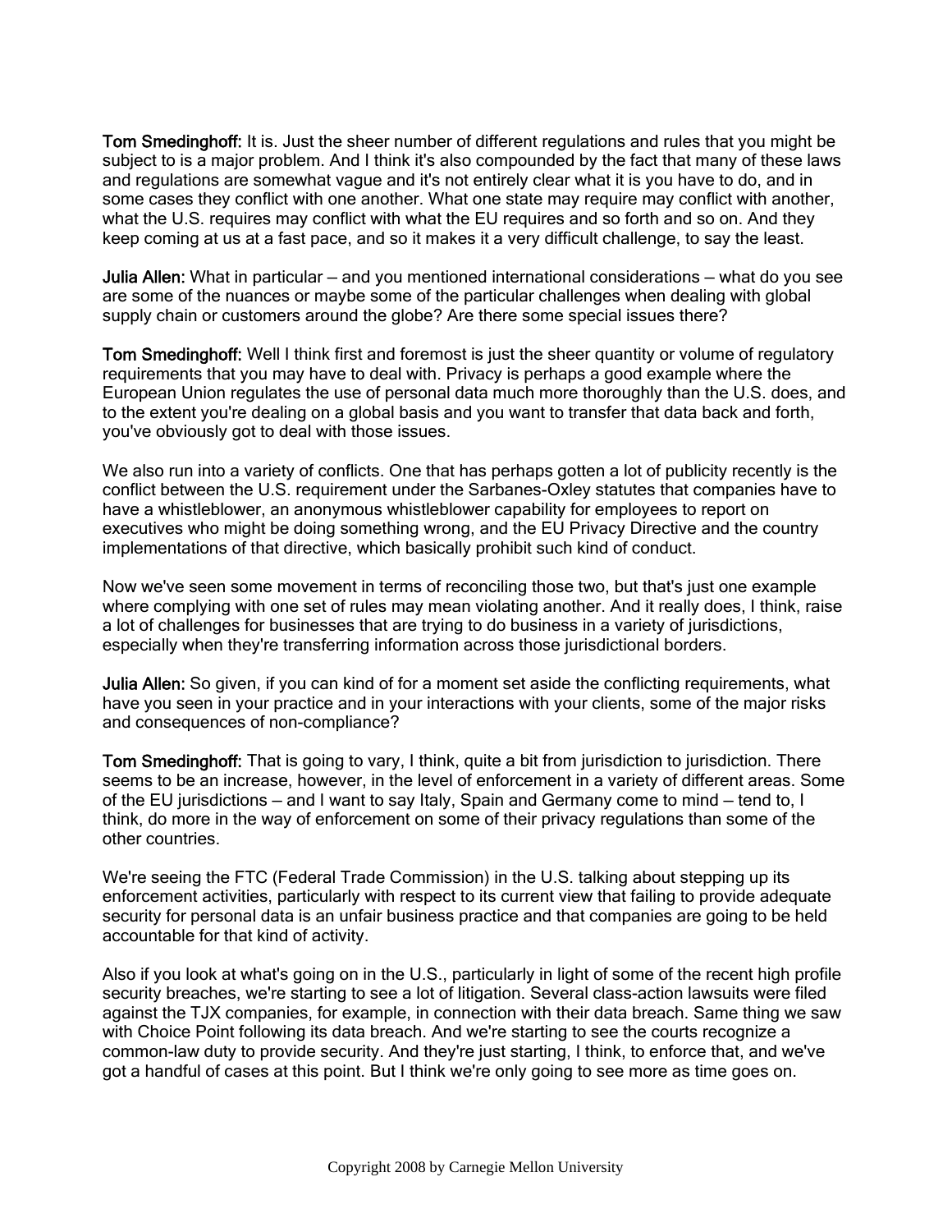**Tom Smedinghoff:** It is. Just the sheer number of different regulations and rules that you might be subject to is a major problem. And I think it's also compounded by the fact that many of these laws and regulations are somewhat vague and it's not entirely clear what it is you have to do, and in some cases they conflict with one another. What one state may require may conflict with another, what the U.S. requires may conflict with what the EU requires and so forth and so on. And they keep coming at us at a fast pace, and so it makes it a very difficult challenge, to say the least.

**Julia Allen:** What in particular — and you mentioned international considerations — what do you see are some of the nuances or maybe some of the particular challenges when dealing with global supply chain or customers around the globe? Are there some special issues there?

**Tom Smedinghoff:** Well I think first and foremost is just the sheer quantity or volume of regulatory requirements that you may have to deal with. Privacy is perhaps a good example where the European Union regulates the use of personal data much more thoroughly than the U.S. does, and to the extent you're dealing on a global basis and you want to transfer that data back and forth, you've obviously got to deal with those issues.

We also run into a variety of conflicts. One that has perhaps gotten a lot of publicity recently is the conflict between the U.S. requirement under the Sarbanes-Oxley statutes that companies have to have a whistleblower, an anonymous whistleblower capability for employees to report on executives who might be doing something wrong, and the EU Privacy Directive and the country implementations of that directive, which basically prohibit such kind of conduct.

Now we've seen some movement in terms of reconciling those two, but that's just one example where complying with one set of rules may mean violating another. And it really does, I think, raise a lot of challenges for businesses that are trying to do business in a variety of jurisdictions, especially when they're transferring information across those jurisdictional borders.

**Julia Allen:** So given, if you can kind of for a moment set aside the conflicting requirements, what have you seen in your practice and in your interactions with your clients, some of the major risks and consequences of non-compliance?

**Tom Smedinghoff:** That is going to vary, I think, quite a bit from jurisdiction to jurisdiction. There seems to be an increase, however, in the level of enforcement in a variety of different areas. Some of the EU jurisdictions — and I want to say Italy, Spain and Germany come to mind — tend to, I think, do more in the way of enforcement on some of their privacy regulations than some of the other countries.

We're seeing the FTC (Federal Trade Commission) in the U.S. talking about stepping up its enforcement activities, particularly with respect to its current view that failing to provide adequate security for personal data is an unfair business practice and that companies are going to be held accountable for that kind of activity.

Also if you look at what's going on in the U.S., particularly in light of some of the recent high profile security breaches, we're starting to see a lot of litigation. Several class-action lawsuits were filed against the TJX companies, for example, in connection with their data breach. Same thing we saw with Choice Point following its data breach. And we're starting to see the courts recognize a common-law duty to provide security. And they're just starting, I think, to enforce that, and we've got a handful of cases at this point. But I think we're only going to see more as time goes on.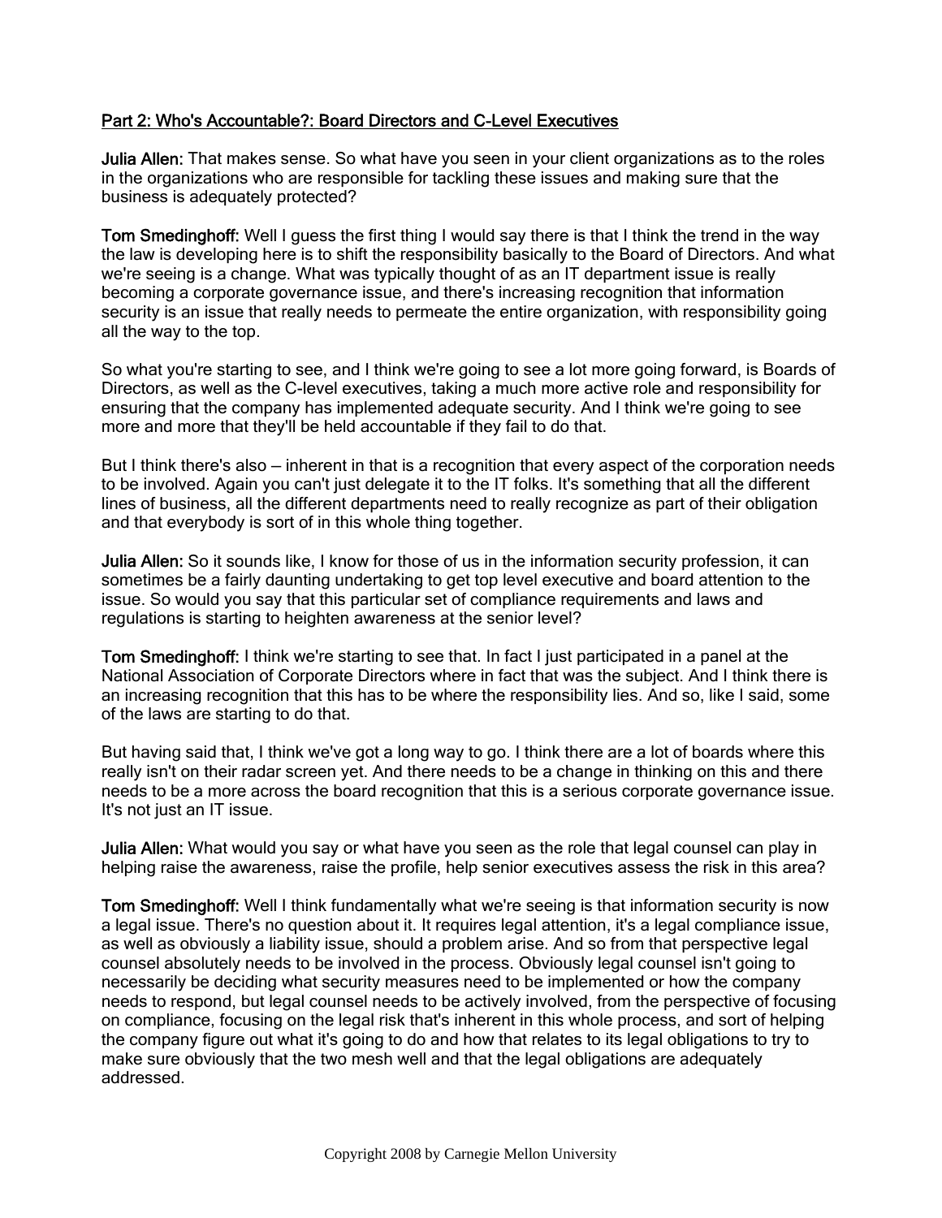## Part 2: Who's Accountable?: Board Directors and C-Level Executives

**Julia Allen:** That makes sense. So what have you seen in your client organizations as to the roles in the organizations who are responsible for tackling these issues and making sure that the business is adequately protected?

**Tom Smedinghoff:** Well I guess the first thing I would say there is that I think the trend in the way the law is developing here is to shift the responsibility basically to the Board of Directors. And what we're seeing is a change. What was typically thought of as an IT department issue is really becoming a corporate governance issue, and there's increasing recognition that information security is an issue that really needs to permeate the entire organization, with responsibility going all the way to the top.

So what you're starting to see, and I think we're going to see a lot more going forward, is Boards of Directors, as well as the C-level executives, taking a much more active role and responsibility for ensuring that the company has implemented adequate security. And I think we're going to see more and more that they'll be held accountable if they fail to do that.

But I think there's also — inherent in that is a recognition that every aspect of the corporation needs to be involved. Again you can't just delegate it to the IT folks. It's something that all the different lines of business, all the different departments need to really recognize as part of their obligation and that everybody is sort of in this whole thing together.

**Julia Allen:** So it sounds like, I know for those of us in the information security profession, it can sometimes be a fairly daunting undertaking to get top level executive and board attention to the issue. So would you say that this particular set of compliance requirements and laws and regulations is starting to heighten awareness at the senior level?

**Tom Smedinghoff:** I think we're starting to see that. In fact I just participated in a panel at the National Association of Corporate Directors where in fact that was the subject. And I think there is an increasing recognition that this has to be where the responsibility lies. And so, like I said, some of the laws are starting to do that.

But having said that, I think we've got a long way to go. I think there are a lot of boards where this really isn't on their radar screen yet. And there needs to be a change in thinking on this and there needs to be a more across the board recognition that this is a serious corporate governance issue. It's not just an IT issue.

**Julia Allen:** What would you say or what have you seen as the role that legal counsel can play in helping raise the awareness, raise the profile, help senior executives assess the risk in this area?

**Tom Smedinghoff:** Well I think fundamentally what we're seeing is that information security is now a legal issue. There's no question about it. It requires legal attention, it's a legal compliance issue, as well as obviously a liability issue, should a problem arise. And so from that perspective legal counsel absolutely needs to be involved in the process. Obviously legal counsel isn't going to necessarily be deciding what security measures need to be implemented or how the company needs to respond, but legal counsel needs to be actively involved, from the perspective of focusing on compliance, focusing on the legal risk that's inherent in this whole process, and sort of helping the company figure out what it's going to do and how that relates to its legal obligations to try to make sure obviously that the two mesh well and that the legal obligations are adequately addressed.

Copyright 2008 by Carnegie Mellon University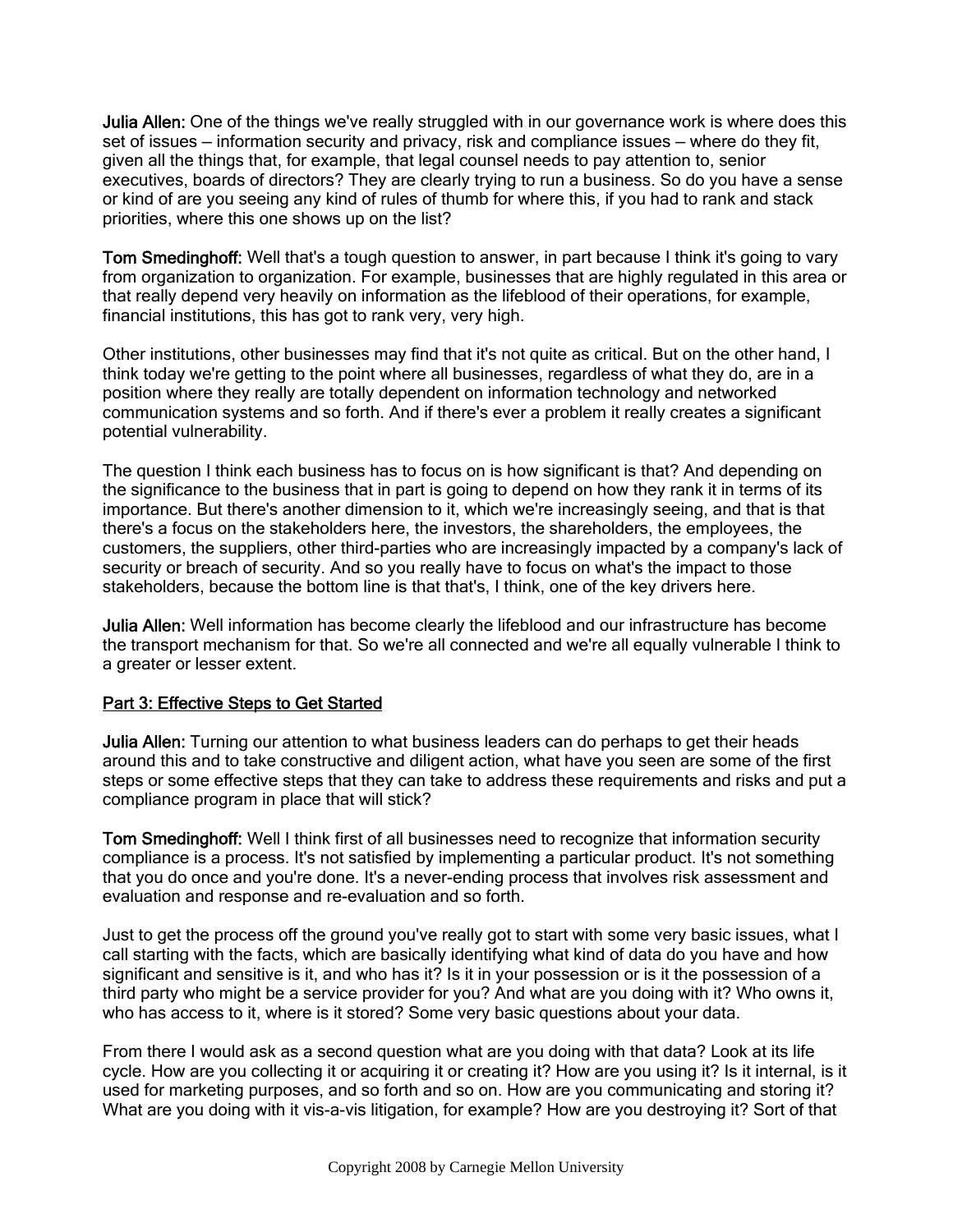**Julia Allen:** One of the things we've really struggled with in our governance work is where does this set of issues — information security and privacy, risk and compliance issues — where do they fit, given all the things that, for example, that legal counsel needs to pay attention to, senior executives, boards of directors? They are clearly trying to run a business. So do you have a sense or kind of are you seeing any kind of rules of thumb for where this, if you had to rank and stack priorities, where this one shows up on the list?

**Tom Smedinghoff:** Well that's a tough question to answer, in part because I think it's going to vary from organization to organization. For example, businesses that are highly regulated in this area or that really depend very heavily on information as the lifeblood of their operations, for example, financial institutions, this has got to rank very, very high.

Other institutions, other businesses may find that it's not quite as critical. But on the other hand, I think today we're getting to the point where all businesses, regardless of what they do, are in a position where they really are totally dependent on information technology and networked communication systems and so forth. And if there's ever a problem it really creates a significant potential vulnerability.

The question I think each business has to focus on is how significant is that? And depending on the significance to the business that in part is going to depend on how they rank it in terms of its importance. But there's another dimension to it, which we're increasingly seeing, and that is that there's a focus on the stakeholders here, the investors, the shareholders, the employees, the customers, the suppliers, other third-parties who are increasingly impacted by a company's lack of security or breach of security. And so you really have to focus on what's the impact to those stakeholders, because the bottom line is that that's, I think, one of the key drivers here.

**Julia Allen:** Well information has become clearly the lifeblood and our infrastructure has become the transport mechanism for that. So we're all connected and we're all equally vulnerable I think to a greater or lesser extent.

## Part 3: Effective Steps to Get Started

**Julia Allen:** Turning our attention to what business leaders can do perhaps to get their heads around this and to take constructive and diligent action, what have you seen are some of the first steps or some effective steps that they can take to address these requirements and risks and put a compliance program in place that will stick?

**Tom Smedinghoff:** Well I think first of all businesses need to recognize that information security compliance is a process. It's not satisfied by implementing a particular product. It's not something that you do once and you're done. It's a never-ending process that involves risk assessment and evaluation and response and re-evaluation and so forth.

Just to get the process off the ground you've really got to start with some very basic issues, what I call starting with the facts, which are basically identifying what kind of data do you have and how significant and sensitive is it, and who has it? Is it in your possession or is it the possession of a third party who might be a service provider for you? And what are you doing with it? Who owns it, who has access to it, where is it stored? Some very basic questions about your data.

From there I would ask as a second question what are you doing with that data? Look at its life cycle. How are you collecting it or acquiring it or creating it? How are you using it? Is it internal, is it used for marketing purposes, and so forth and so on. How are you communicating and storing it? What are you doing with it vis-a-vis litigation, for example? How are you destroying it? Sort of that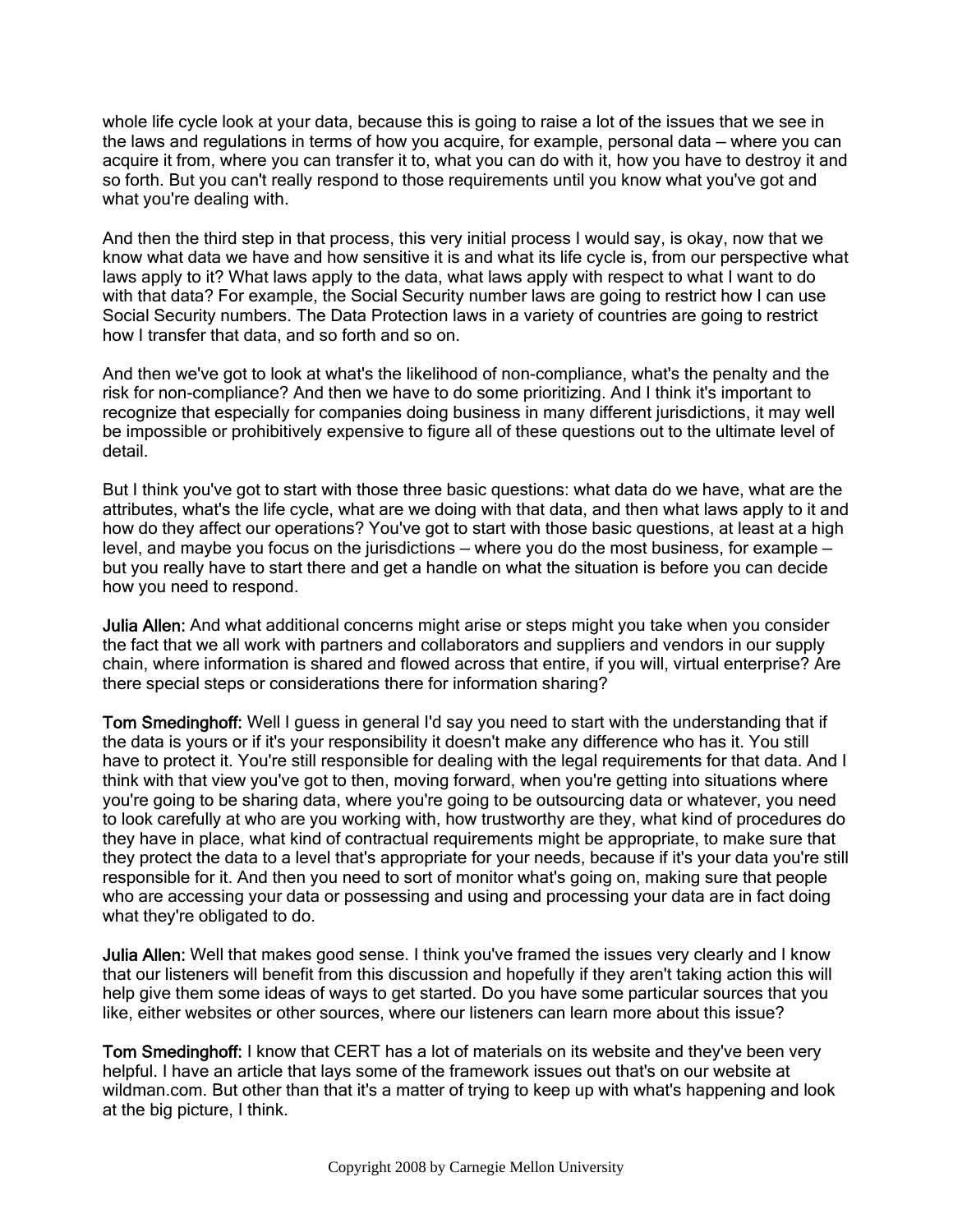whole life cycle look at your data, because this is going to raise a lot of the issues that we see in the laws and regulations in terms of how you acquire, for example, personal data — where you can acquire it from, where you can transfer it to, what you can do with it, how you have to destroy it and so forth. But you can't really respond to those requirements until you know what you've got and what you're dealing with.

And then the third step in that process, this very initial process I would say, is okay, now that we know what data we have and how sensitive it is and what its life cycle is, from our perspective what laws apply to it? What laws apply to the data, what laws apply with respect to what I want to do with that data? For example, the Social Security number laws are going to restrict how I can use Social Security numbers. The Data Protection laws in a variety of countries are going to restrict how I transfer that data, and so forth and so on.

And then we've got to look at what's the likelihood of non-compliance, what's the penalty and the risk for non-compliance? And then we have to do some prioritizing. And I think it's important to recognize that especially for companies doing business in many different jurisdictions, it may well be impossible or prohibitively expensive to figure all of these questions out to the ultimate level of detail.

But I think you've got to start with those three basic questions: what data do we have, what are the attributes, what's the life cycle, what are we doing with that data, and then what laws apply to it and how do they affect our operations? You've got to start with those basic questions, at least at a high level, and maybe you focus on the jurisdictions — where you do the most business, for example — but you really have to start there and get a handle on what the situation is before you can decide how you need to respond.

**Julia Allen:** And what additional concerns might arise or steps might you take when you consider the fact that we all work with partners and collaborators and suppliers and vendors in our supply chain, where information is shared and flowed across that entire, if you will, virtual enterprise? Are there special steps or considerations there for information sharing?

**Tom Smedinghoff:** Well I guess in general I'd say you need to start with the understanding that if the data is yours or if it's your responsibility it doesn't make any difference who has it. You still have to protect it. You're still responsible for dealing with the legal requirements for that data. And I think with that view you've got to then, moving forward, when you're getting into situations where you're going to be sharing data, where you're going to be outsourcing data or whatever, you need to look carefully at who are you working with, how trustworthy are they, what kind of procedures do they have in place, what kind of contractual requirements might be appropriate, to make sure that they protect the data to a level that's appropriate for your needs, because if it's your data you're still responsible for it. And then you need to sort of monitor what's going on, making sure that people who are accessing your data or possessing and using and processing your data are in fact doing what they're obligated to do.

**Julia Allen:** Well that makes good sense. I think you've framed the issues very clearly and I know that our listeners will benefit from this discussion and hopefully if they aren't taking action this will help give them some ideas of ways to get started. Do you have some particular sources that you like, either websites or other sources, where our listeners can learn more about this issue?

**Tom Smedinghoff:** I know that CERT has a lot of materials on its website and they've been very helpful. I have an article that lays some of the framework issues out that's on our website at wildman.com. But other than that it's a matter of trying to keep up with what's happening and look at the big picture, I think.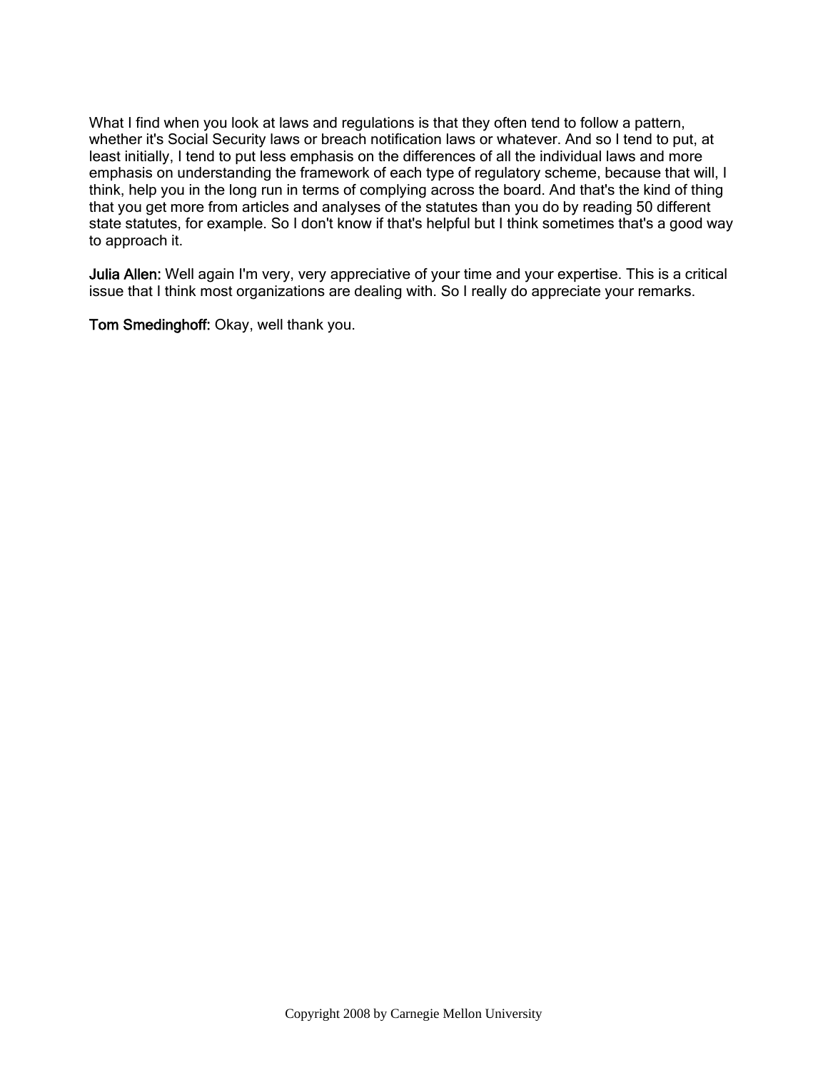What I find when you look at laws and regulations is that they often tend to follow a pattern, whether it's Social Security laws or breach notification laws or whatever. And so I tend to put, at least initially, I tend to put less emphasis on the differences of all the individual laws and more emphasis on understanding the framework of each type of regulatory scheme, because that will, I think, help you in the long run in terms of complying across the board. And that's the kind of thing that you get more from articles and analyses of the statutes than you do by reading 50 different state statutes, for example. So I don't know if that's helpful but I think sometimes that's a good way to approach it.

**Julia Allen:** Well again I'm very, very appreciative of your time and your expertise. This is a critical issue that I think most organizations are dealing with. So I really do appreciate your remarks.

**Tom Smedinghoff:** Okay, well thank you.

Copyright 2008 by Carnegie Mellon University